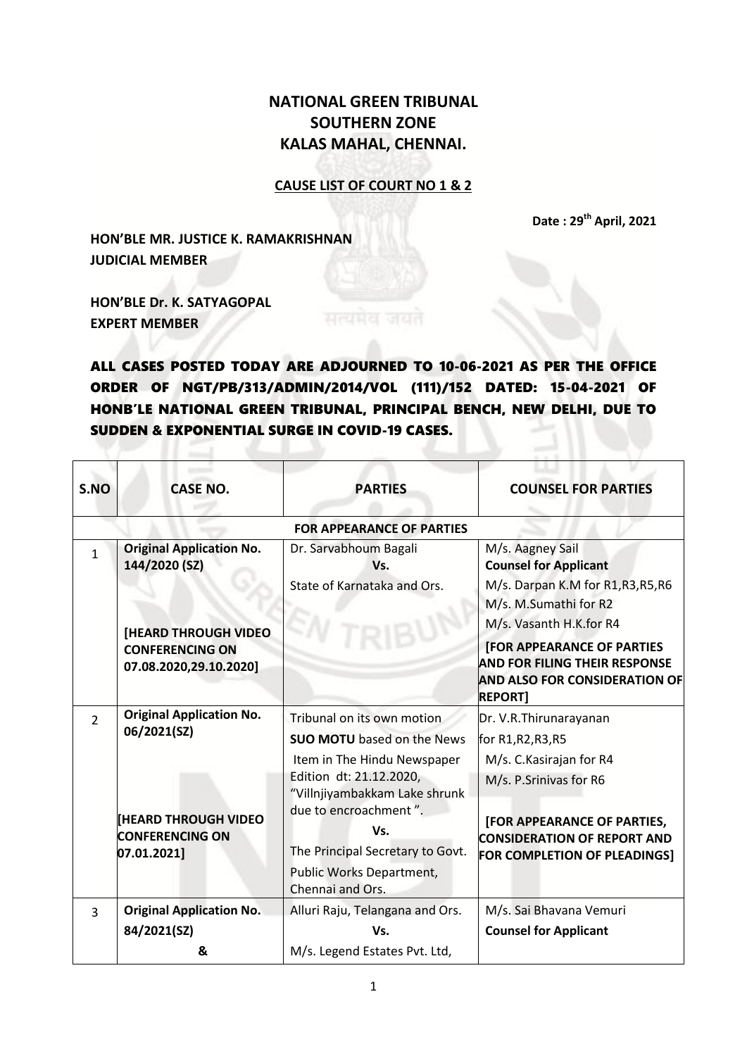# NATIONAL GREEN TRIBUNAL
# SOUTHERN ZONE
# KALAS MAHAL, CHENNAI.

**CAUSE LIST OF COURT NO 1 & 2**

**Date : 29[th] April, 2021**

**HON'BLE MR. JUSTICE K. RAMAKRISHNAN**
**JUDICIAL MEMBER**

**HON'BLE Dr. K. SATYAGOPAL**
**EXPERT MEMBER**

**ALL CASES POSTED TODAY ARE ADJOURNED TO 10-06-2021 AS PER THE OFFICE ORDER OF NGT/PB/313/ADMIN/2014/VOL (111)/152 DATED: 15-04-2021 OF HONB'LE NATIONAL GREEN TRIBUNAL, PRINCIPAL BENCH, NEW DELHI, DUE TO SUDDEN & EXPONENTIAL SURGE IN COVID-19 CASES.**

| S.NO | CASE NO. | PARTIES | COUNSEL FOR PARTIES |
|---|---|---|---|
| | | **FOR APPEARANCE OF PARTIES** | |
| 1 | **Original Application No. 144/2020 (SZ)**<br><br>**[HEARD THROUGH VIDEO CONFERENCING ON 07.08.2020,29.10.2020]** | Dr. Sarvabhoum Bagali<br>**Vs.**<br>State of Karnataka and Ors. | M/s. Aagney Sail<br>**Counsel for Applicant**<br>M/s. Darpan K.M for R1,R3,R5,R6<br>M/s. M.Sumathi for R2<br>M/s. Vasanth H.K.for R4<br>**[FOR APPEARANCE OF PARTIES AND FOR FILING THEIR RESPONSE AND ALSO FOR CONSIDERATION OF REPORT]** |
| 2 | **Original Application No. 06/2021(SZ)**<br><br>**[HEARD THROUGH VIDEO CONFERENCING ON 07.01.2021]** | Tribunal on its own motion<br>**SUO MOTU** based on the News Item in The Hindu Newspaper Edition dt: 21.12.2020, "Villnjiyambakkam Lake shrunk due to encroachment ".<br>**Vs.**<br>The Principal Secretary to Govt. Public Works Department, Chennai and Ors. | Dr. V.R.Thirunarayanan for R1,R2,R3,R5<br>M/s. C.Kasirajan for R4<br>M/s. P.Srinivas for R6<br>**[FOR APPEARANCE OF PARTIES, CONSIDERATION OF REPORT AND FOR COMPLETION OF PLEADINGS]** |
| 3 | **Original Application No. 84/2021(SZ)**<br>**&** | Alluri Raju, Telangana and Ors.<br>**Vs.**<br>M/s. Legend Estates Pvt. Ltd, | M/s. Sai Bhavana Vemuri<br>**Counsel for Applicant** |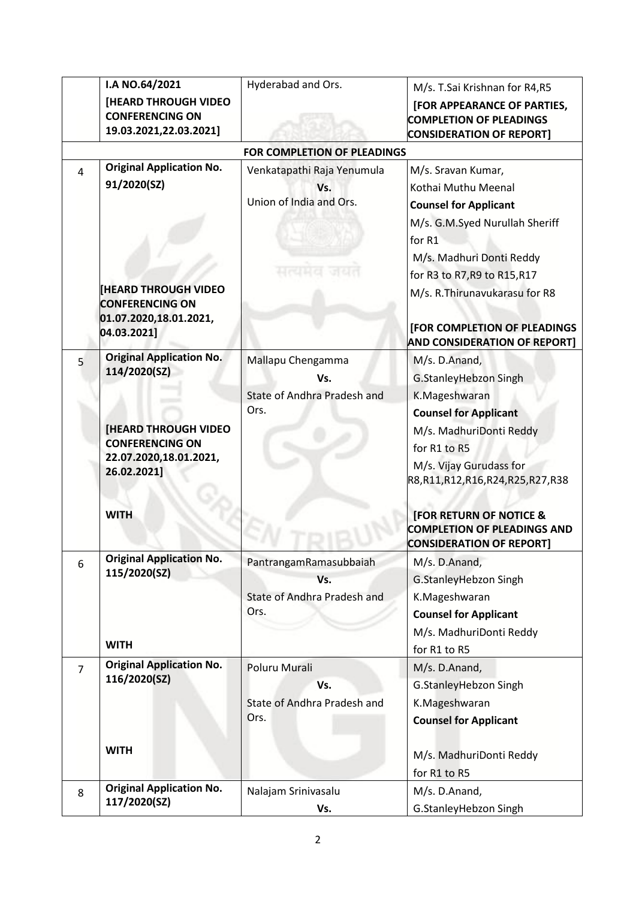| | | | |
|---|---|---|---|
| | I.A NO.64/2021<br>**[HEARD THROUGH VIDEO CONFERENCING ON 19.03.2021,22.03.2021]** | Hyderabad and Ors. | M/s. T.Sai Krishnan for R4,R5<br>**[FOR APPEARANCE OF PARTIES, COMPLETION OF PLEADINGS CONSIDERATION OF REPORT]** |
| | | **FOR COMPLETION OF PLEADINGS** | |
| 4 | **Original Application No. 91/2020(SZ)**<br><br>**[HEARD THROUGH VIDEO CONFERENCING ON 01.07.2020,18.01.2021, 04.03.2021]** | Venkatapathi Raja Yenumula<br>**Vs.**<br>Union of India and Ors. | M/s. Sravan Kumar,<br>Kothai Muthu Meenal<br>**Counsel for Applicant**<br>M/s. G.M.Syed Nurullah Sheriff for R1<br>M/s. Madhuri Donti Reddy for R3 to R7,R9 to R15,R17<br>M/s. R.Thirunavukarasu for R8<br><br>**[FOR COMPLETION OF PLEADINGS AND CONSIDERATION OF REPORT]** |
| 5 | **Original Application No. 114/2020(SZ)**<br><br>**[HEARD THROUGH VIDEO CONFERENCING ON 22.07.2020,18.01.2021, 26.02.2021]**<br><br>**WITH** | Mallapu Chengamma<br>**Vs.**<br>State of Andhra Pradesh and Ors. | M/s. D.Anand,<br>G.StanleyHebzon Singh<br>K.Mageshwaran<br>**Counsel for Applicant**<br>M/s. MadhuriDonti Reddy for R1 to R5<br>M/s. Vijay Gurudass for R8,R11,R12,R16,R24,R25,R27,R38<br><br>**[FOR RETURN OF NOTICE & COMPLETION OF PLEADINGS AND CONSIDERATION OF REPORT]** |
| 6 | **Original Application No. 115/2020(SZ)**<br><br>**WITH** | PantrangamRamasubbaiah<br>**Vs.**<br>State of Andhra Pradesh and Ors. | M/s. D.Anand,<br>G.StanleyHebzon Singh<br>K.Mageshwaran<br>**Counsel for Applicant**<br>M/s. MadhuriDonti Reddy for R1 to R5 |
| 7 | **Original Application No. 116/2020(SZ)**<br><br>**WITH** | Poluru Murali<br>**Vs.**<br>State of Andhra Pradesh and Ors. | M/s. D.Anand,<br>G.StanleyHebzon Singh<br>K.Mageshwaran<br>**Counsel for Applicant**<br><br>M/s. MadhuriDonti Reddy for R1 to R5 |
| 8 | **Original Application No. 117/2020(SZ)** | Nalajam Srinivasalu<br>**Vs.** | M/s. D.Anand,<br>G.StanleyHebzon Singh |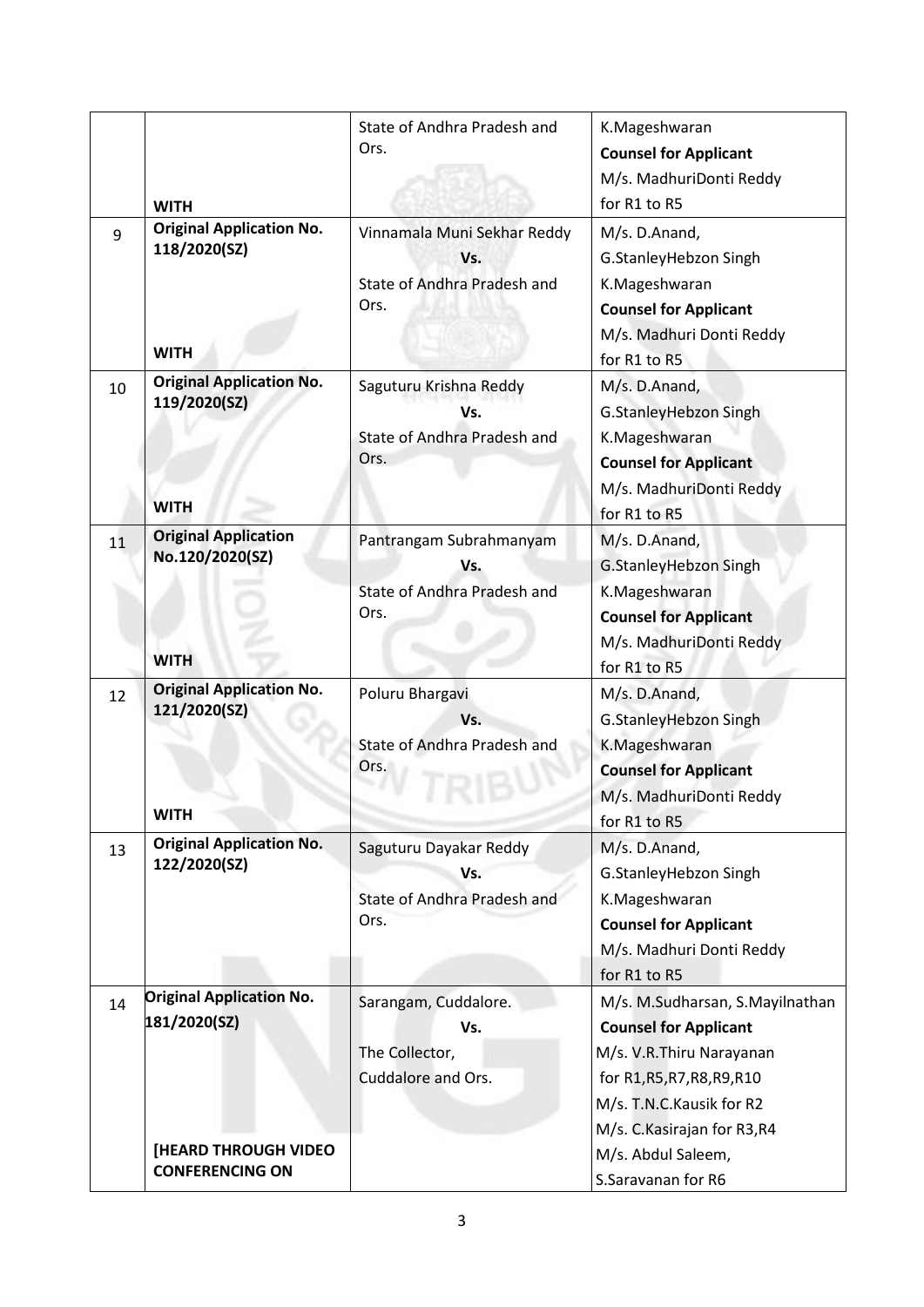| | | | |
|---|---|---|---|
| | WITH | State of Andhra Pradesh and Ors. | K.Mageshwaran<br>**Counsel for Applicant**<br>M/s. MadhuriDonti Reddy for R1 to R5 |
| 9 | **Original Application No. 118/2020(SZ)**<br><br>**WITH** | Vinnamala Muni Sekhar Reddy<br>**Vs.**<br>State of Andhra Pradesh and Ors. | M/s. D.Anand,<br>G.StanleyHebzon Singh<br>K.Mageshwaran<br>**Counsel for Applicant**<br>M/s. Madhuri Donti Reddy for R1 to R5 |
| 10 | **Original Application No. 119/2020(SZ)**<br><br>**WITH** | Saguturu Krishna Reddy<br>**Vs.**<br>State of Andhra Pradesh and Ors. | M/s. D.Anand,<br>G.StanleyHebzon Singh<br>K.Mageshwaran<br>**Counsel for Applicant**<br>M/s. MadhuriDonti Reddy for R1 to R5 |
| 11 | **Original Application No.120/2020(SZ)**<br><br>**WITH** | Pantrangam Subrahmanyam<br>**Vs.**<br>State of Andhra Pradesh and Ors. | M/s. D.Anand,<br>G.StanleyHebzon Singh<br>K.Mageshwaran<br>**Counsel for Applicant**<br>M/s. MadhuriDonti Reddy for R1 to R5 |
| 12 | **Original Application No. 121/2020(SZ)**<br><br>**WITH** | Poluru Bhargavi<br>**Vs.**<br>State of Andhra Pradesh and Ors. | M/s. D.Anand,<br>G.StanleyHebzon Singh<br>K.Mageshwaran<br>**Counsel for Applicant**<br>M/s. MadhuriDonti Reddy for R1 to R5 |
| 13 | **Original Application No. 122/2020(SZ)** | Saguturu Dayakar Reddy<br>**Vs.**<br>State of Andhra Pradesh and Ors. | M/s. D.Anand,<br>G.StanleyHebzon Singh<br>K.Mageshwaran<br>**Counsel for Applicant**<br>M/s. Madhuri Donti Reddy for R1 to R5 |
| 14 | **Original Application No. 181/2020(SZ)**<br><br>**[HEARD THROUGH VIDEO CONFERENCING ON** | Sarangam, Cuddalore.<br>**Vs.**<br>The Collector,<br>Cuddalore and Ors. | M/s. M.Sudharsan, S.Mayilnathan<br>**Counsel for Applicant**<br>M/s. V.R.Thiru Narayanan for R1,R5,R7,R8,R9,R10<br>M/s. T.N.C.Kausik for R2<br>M/s. C.Kasirajan for R3,R4<br>M/s. Abdul Saleem,<br>S.Saravanan for R6 |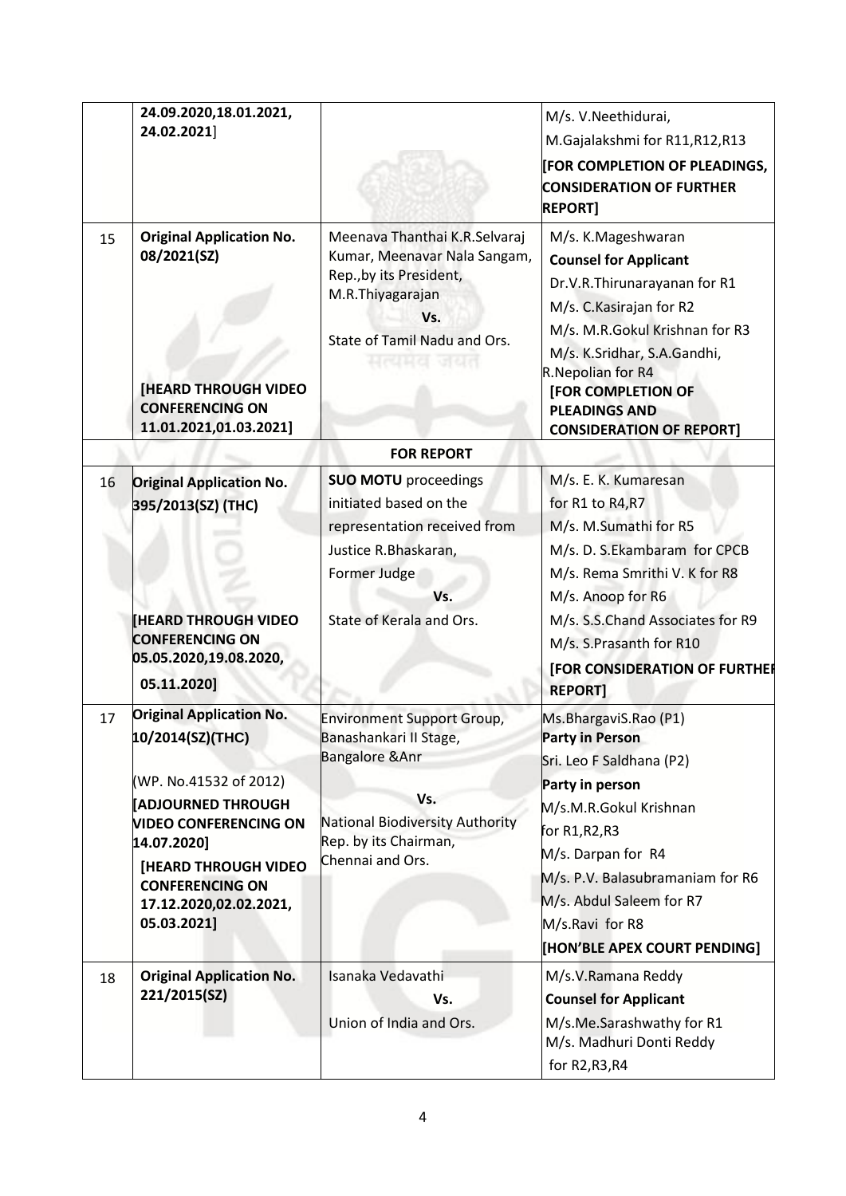| | | | |
|---|---|---|---|
| | **24.09.2020,18.01.2021, 24.02.2021**] | | M/s. V.Neethidurai,<br>M.Gajalakshmi for R11,R12,R13<br>**[FOR COMPLETION OF PLEADINGS, CONSIDERATION OF FURTHER REPORT]** |
| 15 | **Original Application No. 08/2021(SZ)**<br><br>**[HEARD THROUGH VIDEO CONFERENCING ON 11.01.2021,01.03.2021]** | Meenava Thanthai K.R.Selvaraj Kumar, Meenavar Nala Sangam, Rep.,by its President, M.R.Thiyagarajan<br>**Vs.**<br>State of Tamil Nadu and Ors. | M/s. K.Mageshwaran<br>**Counsel for Applicant**<br>Dr.V.R.Thirunarayanan for R1<br>M/s. C.Kasirajan for R2<br>M/s. M.R.Gokul Krishnan for R3<br>M/s. K.Sridhar, S.A.Gandhi, R.Nepolian for R4<br>**[FOR COMPLETION OF PLEADINGS AND CONSIDERATION OF REPORT]** |
| | | **FOR REPORT** | |
| 16 | **Original Application No. 395/2013(SZ) (THC)**<br><br>**[HEARD THROUGH VIDEO CONFERENCING ON 05.05.2020,19.08.2020, 05.11.2020]** | **SUO MOTU** proceedings initiated based on the representation received from Justice R.Bhaskaran, Former Judge<br>**Vs.**<br>State of Kerala and Ors. | M/s. E. K. Kumaresan for R1 to R4,R7<br>M/s. M.Sumathi for R5<br>M/s. D. S.Ekambaram for CPCB<br>M/s. Rema Smrithi V. K for R8<br>M/s. Anoop for R6<br>M/s. S.S.Chand Associates for R9<br>M/s. S.Prasanth for R10<br>**[FOR CONSIDERATION OF FURTHER REPORT]** |
| 17 | **Original Application No. 10/2014(SZ)(THC)**<br><br>(WP. No.41532 of 2012)<br>**[ADJOURNED THROUGH VIDEO CONFERENCING ON 14.07.2020]**<br>**[HEARD THROUGH VIDEO CONFERENCING ON 17.12.2020,02.02.2021, 05.03.2021]** | Environment Support Group, Banashankari II Stage, Bangalore &Anr<br>**Vs.**<br>National Biodiversity Authority Rep. by its Chairman, Chennai and Ors. | Ms.BhargaviS.Rao (P1)<br>**Party in Person**<br>Sri. Leo F Saldhana (P2)<br>**Party in person**<br>M/s.M.R.Gokul Krishnan for R1,R2,R3<br>M/s. Darpan for R4<br>M/s. P.V. Balasubramaniam for R6<br>M/s. Abdul Saleem for R7<br>M/s.Ravi for R8<br>**[HON'BLE APEX COURT PENDING]** |
| 18 | **Original Application No. 221/2015(SZ)** | Isanaka Vedavathi<br>**Vs.**<br>Union of India and Ors. | M/s.V.Ramana Reddy<br>**Counsel for Applicant**<br>M/s.Me.Sarashwathy for R1<br>M/s. Madhuri Donti Reddy for R2,R3,R4 |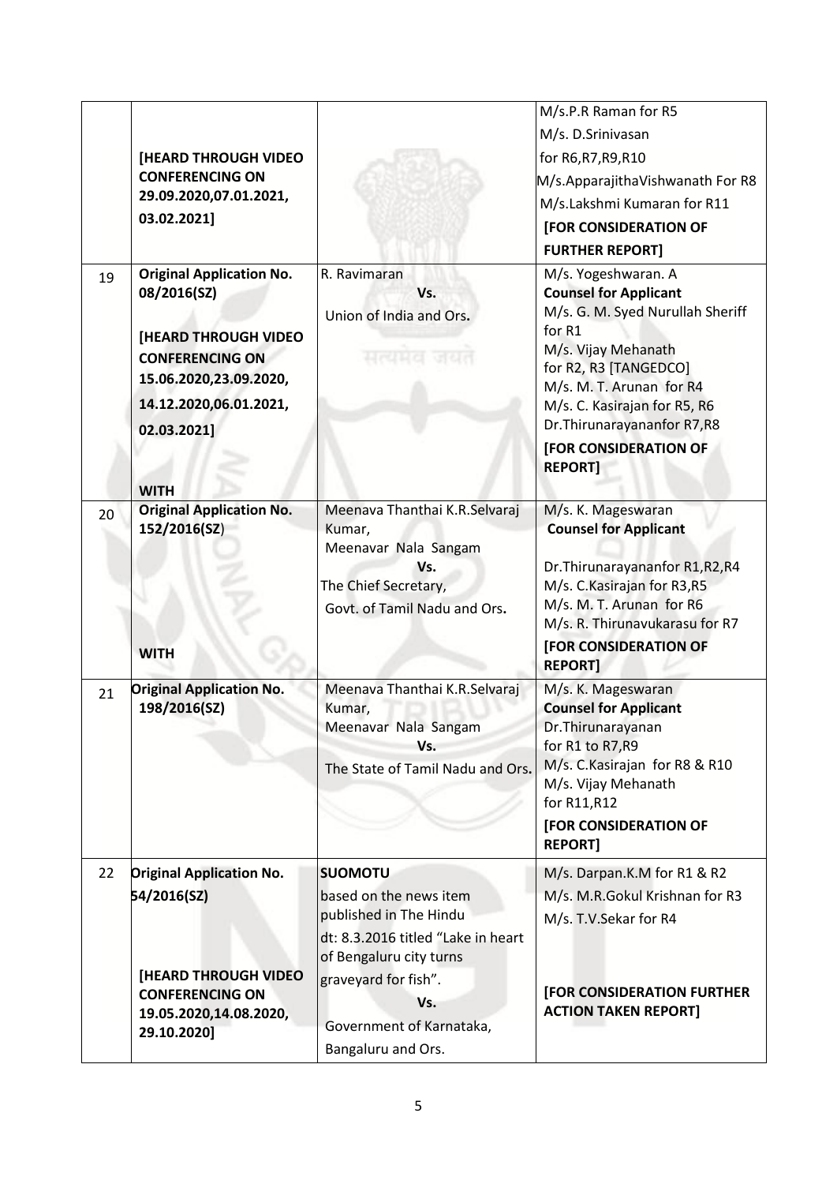| | | | |
|---|---|---|---|
| | [HEARD THROUGH VIDEO CONFERENCING ON 29.09.2020,07.01.2021, 03.02.2021] | | M/s.P.R Raman for R5<br>M/s. D.Srinivasan for R6,R7,R9,R10<br>M/s.ApparajithaVishwanath For R8<br>M/s.Lakshmi Kumaran for R11<br>**[FOR CONSIDERATION OF FURTHER REPORT]** |
| 19 | **Original Application No. 08/2016(SZ)**<br><br>**[HEARD THROUGH VIDEO CONFERENCING ON 15.06.2020,23.09.2020, 14.12.2020,06.01.2021, 02.03.2021]**<br><br>**WITH** | R. Ravimaran<br>**Vs.**<br>Union of India and Ors**.** | M/s. Yogeshwaran. A<br>**Counsel for Applicant**<br>M/s. G. M. Syed Nurullah Sheriff for R1<br>M/s. Vijay Mehanath for R2, R3 [TANGEDCO]<br>M/s. M. T. Arunan for R4<br>M/s. C. Kasirajan for R5, R6<br>Dr.Thirunarayananfor R7,R8<br>**[FOR CONSIDERATION OF REPORT]** |
| 20 | **Original Application No. 152/2016(SZ)**<br><br>**WITH** | Meenava Thanthai K.R.Selvaraj Kumar,<br>Meenavar Nala Sangam<br>**Vs.**<br>The Chief Secretary,<br>Govt. of Tamil Nadu and Ors**.** | M/s. K. Mageswaran<br>**Counsel for Applicant**<br>Dr.Thirunarayananfor R1,R2,R4<br>M/s. C.Kasirajan for R3,R5<br>M/s. M. T. Arunan for R6<br>M/s. R. Thirunavukarasu for R7<br>**[FOR CONSIDERATION OF REPORT]** |
| 21 | **Original Application No. 198/2016(SZ)** | Meenava Thanthai K.R.Selvaraj Kumar,<br>Meenavar Nala Sangam<br>**Vs.**<br>The State of Tamil Nadu and Ors**.** | M/s. K. Mageswaran<br>**Counsel for Applicant**<br>Dr.Thirunarayanan for R1 to R7,R9<br>M/s. C.Kasirajan for R8 & R10<br>M/s. Vijay Mehanath for R11,R12<br>**[FOR CONSIDERATION OF REPORT]** |
| 22 | **Original Application No. 54/2016(SZ)**<br><br>**[HEARD THROUGH VIDEO CONFERENCING ON 19.05.2020,14.08.2020, 29.10.2020]** | **SUOMOTU**<br>based on the news item published in The Hindu dt: 8.3.2016 titled "Lake in heart of Bengaluru city turns graveyard for fish".<br>**Vs.**<br>Government of Karnataka, Bangaluru and Ors. | M/s. Darpan.K.M for R1 & R2<br>M/s. M.R.Gokul Krishnan for R3<br>M/s. T.V.Sekar for R4<br><br>**[FOR CONSIDERATION FURTHER ACTION TAKEN REPORT]** |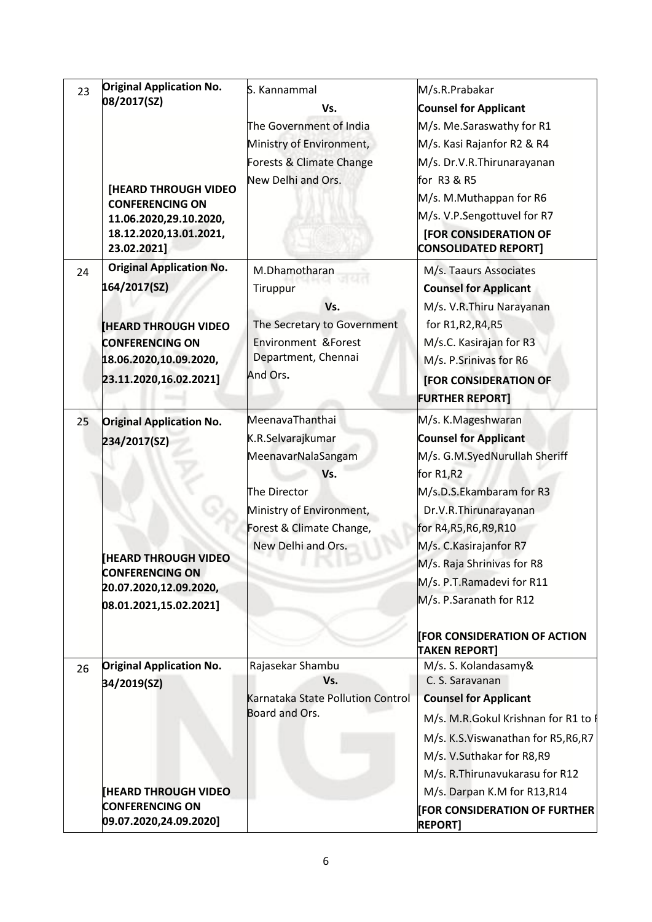| 23 | **Original Application No. 08/2017(SZ)**<br><br>**[HEARD THROUGH VIDEO CONFERENCING ON 11.06.2020,29.10.2020, 18.12.2020,13.01.2021, 23.02.2021]** | S. Kannammal<br>**Vs.**<br>The Government of India<br>Ministry of Environment,<br>Forests & Climate Change<br>New Delhi and Ors. | M/s.R.Prabakar<br>**Counsel for Applicant**<br>M/s. Me.Saraswathy for R1<br>M/s. Kasi Rajanfor R2 & R4<br>M/s. Dr.V.R.Thirunarayanan for R3 & R5<br>M/s. M.Muthappan for R6<br>M/s. V.P.Sengottuvel for R7<br>**[FOR CONSIDERATION OF CONSOLIDATED REPORT]** |
|---|---|---|---|
| 24 | **Original Application No. 164/2017(SZ)**<br><br>**[HEARD THROUGH VIDEO CONFERENCING ON 18.06.2020,10.09.2020, 23.11.2020,16.02.2021]** | M.Dhamotharan<br>Tiruppur<br>**Vs.**<br>The Secretary to Government<br>Environment &Forest Department, Chennai<br>And Ors. | M/s. Taaurs Associates<br>**Counsel for Applicant**<br>M/s. V.R.Thiru Narayanan for R1,R2,R4,R5<br>M/s.C. Kasirajan for R3<br>M/s. P.Srinivas for R6<br>**[FOR CONSIDERATION OF FURTHER REPORT]** |
| 25 | **Original Application No. 234/2017(SZ)**<br><br>**[HEARD THROUGH VIDEO CONFERENCING ON 20.07.2020,12.09.2020, 08.01.2021,15.02.2021]** | MeenavaThanthai<br>K.R.Selvarajkumar<br>MeenavarNalaSangam<br>**Vs.**<br>The Director<br>Ministry of Environment,<br>Forest & Climate Change,<br>New Delhi and Ors. | M/s. K.Mageshwaran<br>**Counsel for Applicant**<br>M/s. G.M.SyedNurullah Sheriff for R1,R2<br>M/s.D.S.Ekambaram for R3<br>Dr.V.R.Thirunarayanan for R4,R5,R6,R9,R10<br>M/s. C.Kasirajanfor R7<br>M/s. Raja Shrinivas for R8<br>M/s. P.T.Ramadevi for R11<br>M/s. P.Saranath for R12<br><br>**[FOR CONSIDERATION OF ACTION TAKEN REPORT]** |
| 26 | **Original Application No. 34/2019(SZ)**<br><br>**[HEARD THROUGH VIDEO CONFERENCING ON 09.07.2020,24.09.2020]** | Rajasekar Shambu<br>**Vs.**<br>Karnataka State Pollution Control Board and Ors. | M/s. S. Kolandasamy& C. S. Saravanan<br>**Counsel for Applicant**<br>M/s. M.R.Gokul Krishnan for R1 to R<br>M/s. K.S.Viswanathan for R5,R6,R7<br>M/s. V.Suthakar for R8,R9<br>M/s. R.Thirunavukarasu for R12<br>M/s. Darpan K.M for R13,R14<br>**[FOR CONSIDERATION OF FURTHER REPORT]** |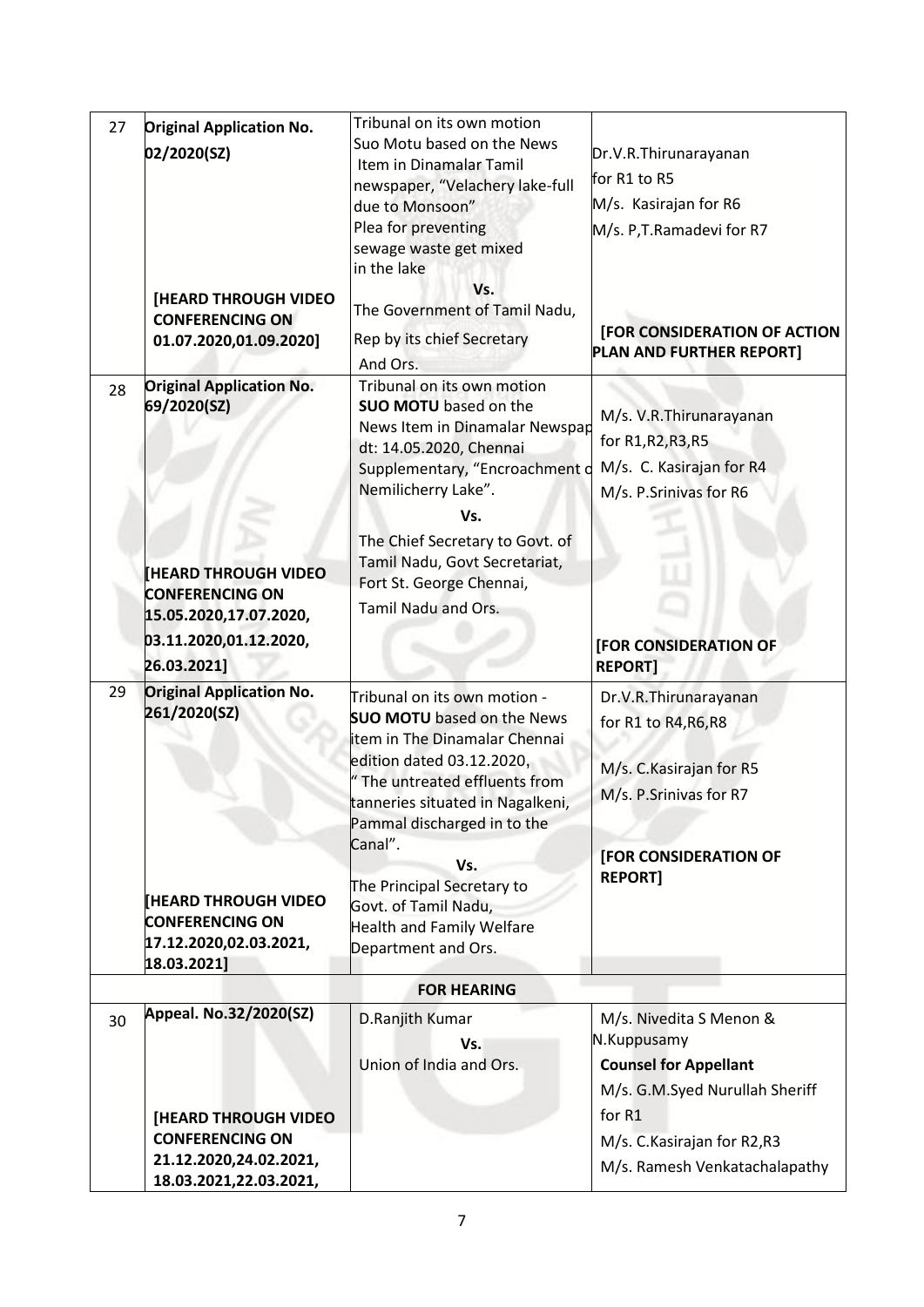| | | | |
|---|---|---|---|
| 27 | **Original Application No. 02/2020(SZ)**<br><br>**[HEARD THROUGH VIDEO CONFERENCING ON 01.07.2020,01.09.2020]** | Tribunal on its own motion Suo Motu based on the News Item in Dinamalar Tamil newspaper, "Velachery lake-full due to Monsoon" Plea for preventing sewage waste get mixed in the lake<br>**Vs.**<br>The Government of Tamil Nadu, Rep by its chief Secretary And Ors. | Dr.V.R.Thirunarayanan for R1 to R5<br>M/s. Kasirajan for R6<br>M/s. P,T.Ramadevi for R7<br><br>**[FOR CONSIDERATION OF ACTION PLAN AND FURTHER REPORT]** |
| 28 | **Original Application No. 69/2020(SZ)**<br><br>**[HEARD THROUGH VIDEO CONFERENCING ON 15.05.2020,17.07.2020, 03.11.2020,01.12.2020, 26.03.2021]** | Tribunal on its own motion **SUO MOTU** based on the News Item in Dinamalar Newspap dt: 14.05.2020, Chennai Supplementary, "Encroachment o Nemilicherry Lake".<br>**Vs.**<br>The Chief Secretary to Govt. of Tamil Nadu, Govt Secretariat, Fort St. George Chennai, Tamil Nadu and Ors. | M/s. V.R.Thirunarayanan for R1,R2,R3,R5<br>M/s. C. Kasirajan for R4<br>M/s. P.Srinivas for R6<br><br>**[FOR CONSIDERATION OF REPORT]** |
| 29 | **Original Application No. 261/2020(SZ)**<br><br>**[HEARD THROUGH VIDEO CONFERENCING ON 17.12.2020,02.03.2021, 18.03.2021]** | Tribunal on its own motion - **SUO MOTU** based on the News item in The Dinamalar Chennai edition dated 03.12.2020, " The untreated effluents from tanneries situated in Nagalkeni, Pammal discharged in to the Canal".<br>**Vs.**<br>The Principal Secretary to Govt. of Tamil Nadu, Health and Family Welfare Department and Ors. | Dr.V.R.Thirunarayanan for R1 to R4,R6,R8<br>M/s. C.Kasirajan for R5<br>M/s. P.Srinivas for R7<br><br>**[FOR CONSIDERATION OF REPORT]** |
| | | **FOR HEARING** | |
| 30 | **Appeal. No.32/2020(SZ)**<br><br>**[HEARD THROUGH VIDEO CONFERENCING ON 21.12.2020,24.02.2021, 18.03.2021,22.03.2021,** | D.Ranjith Kumar<br>**Vs.**<br>Union of India and Ors. | M/s. Nivedita S Menon & N.Kuppusamy<br>**Counsel for Appellant**<br>M/s. G.M.Syed Nurullah Sheriff for R1<br>M/s. C.Kasirajan for R2,R3<br>M/s. Ramesh Venkatachalapathy |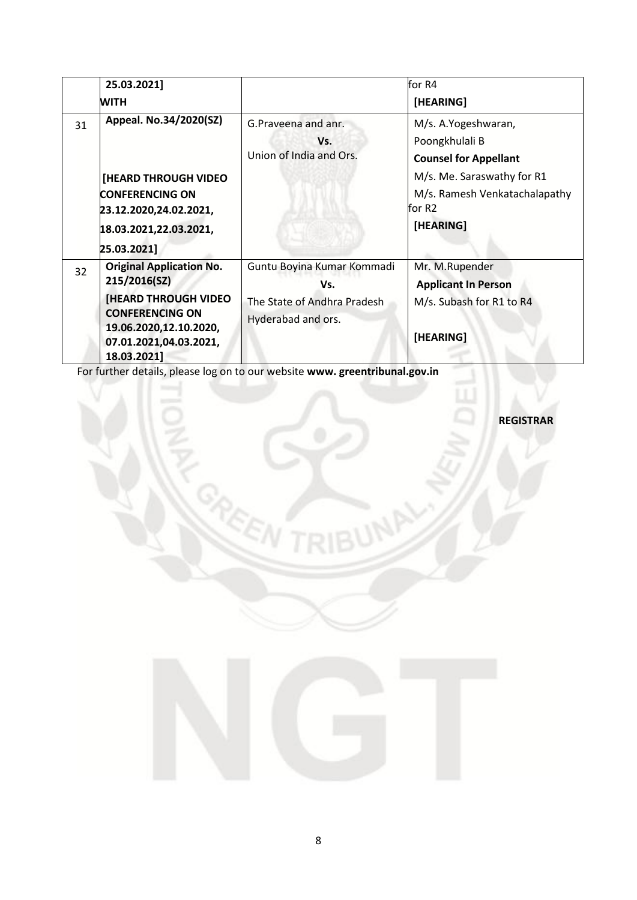| | | | |
|---|---|---|---|
| | **25.03.2021]**<br>**WITH** | | for R4<br>**[HEARING]** |
| 31 | **Appeal. No.34/2020(SZ)**<br><br>**[HEARD THROUGH VIDEO CONFERENCING ON 23.12.2020,24.02.2021, 18.03.2021,22.03.2021, 25.03.2021]** | G.Praveena and anr.<br>**Vs.**<br>Union of India and Ors. | M/s. A.Yogeshwaran, Poongkhulali B<br>**Counsel for Appellant**<br>M/s. Me. Saraswathy for R1<br>M/s. Ramesh Venkatachalapathy for R2<br>**[HEARING]** |
| 32 | **Original Application No. 215/2016(SZ)**<br>**[HEARD THROUGH VIDEO CONFERENCING ON 19.06.2020,12.10.2020, 07.01.2021,04.03.2021, 18.03.2021]** | Guntu Boyina Kumar Kommadi<br>**Vs.**<br>The State of Andhra Pradesh Hyderabad and ors. | Mr. M.Rupender<br>**Applicant In Person**<br>M/s. Subash for R1 to R4<br><br>**[HEARING]** |

For further details, please log on to our website **www. greentribunal.gov.in**

**REGISTRAR**